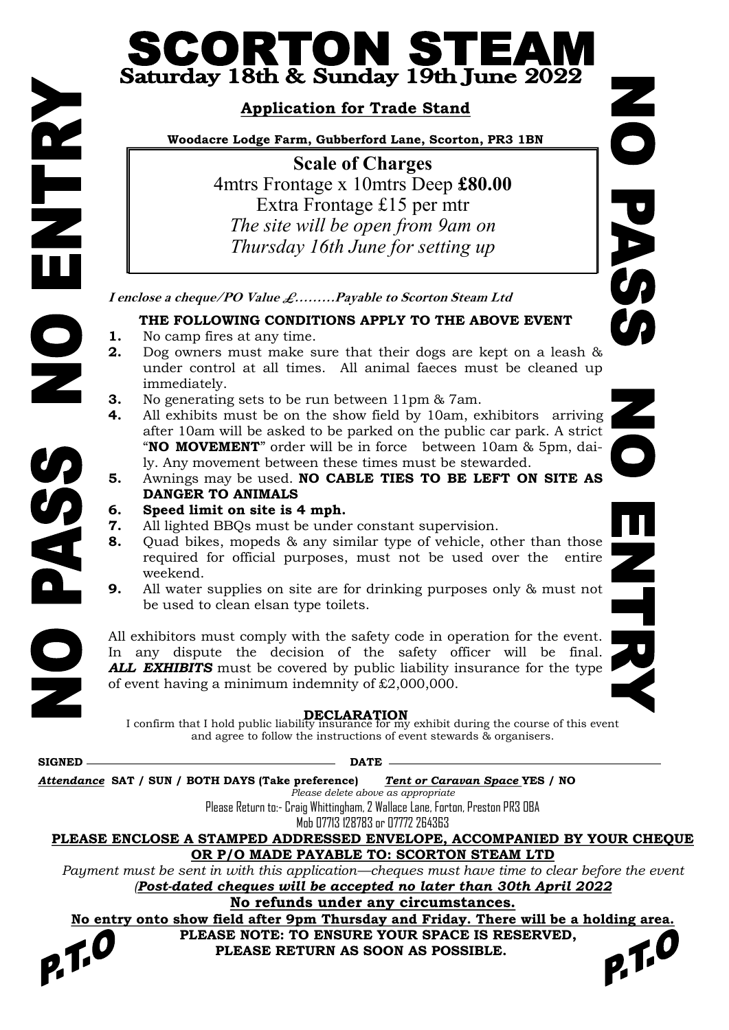# SCORTON STEAM

## Saturday 18th & Sunday 19th June 2022

NO PASS NO ENTRY

NO PASS NO ENTRY

### Application for Trade Stand

**Woodacre Lodge Farm, Gubberford Lane, Scorton, PR3 1BN**

**Scale of Charges**
4mtrs Frontage x 10mtrs Deep **£80.00**
Extra Frontage £15 per mtr
*The site will be open from 9am on Thursday 16th June for setting up*

***I enclose a cheque/PO Value £………Payable to Scorton Steam Ltd***

**THE FOLLOWING CONDITIONS APPLY TO THE ABOVE EVENT**

1. No camp fires at any time.
2. Dog owners must make sure that their dogs are kept on a leash & under control at all times. All animal faeces must be cleaned up immediately.
3. No generating sets to be run between 11pm & 7am.
4. All exhibits must be on the show field by 10am, exhibitors arriving after 10am will be asked to be parked on the public car park. A strict "**NO MOVEMENT**" order will be in force between 10am & 5pm, daily. Any movement between these times must be stewarded.
5. Awnings may be used. **NO CABLE TIES TO BE LEFT ON SITE AS DANGER TO ANIMALS**
6. **Speed limit on site is 4 mph.**
7. All lighted BBQs must be under constant supervision.
8. Quad bikes, mopeds & any similar type of vehicle, other than those required for official purposes, must not be used over the entire weekend.
9. All water supplies on site are for drinking purposes only & must not be used to clean elsan type toilets.

All exhibitors must comply with the safety code in operation for the event. In any dispute the decision of the safety officer will be final. ***ALL EXHIBITS*** must be covered by public liability insurance for the type of event having a minimum indemnity of £2,000,000.

**DECLARATION**
I confirm that I hold public liability insurance for my exhibit during the course of this event and agree to follow the instructions of event stewards & organisers.

**SIGNED** ______________________ **DATE** ______________________

***Attendance*** **SAT / SUN / BOTH DAYS (Take preference)** ***Tent or Caravan Space*** **YES / NO**
*Please delete above as appropriate*

Please Return to:- Craig Whittingham, 2 Wallace Lane, Forton, Preston PR3 0BA
Mob 07713 128783 or 07772 264363

**PLEASE ENCLOSE A STAMPED ADDRESSED ENVELOPE, ACCOMPANIED BY YOUR CHEQUE OR P/O MADE PAYABLE TO: SCORTON STEAM LTD**

*Payment must be sent in with this application—cheques must have time to clear before the event (**Post-dated cheques will be accepted no later than 30th April 2022***

**No refunds under any circumstances.**

**No entry onto show field after 9pm Thursday and Friday. There will be a holding area.**

**PLEASE NOTE: TO ENSURE YOUR SPACE IS RESERVED, PLEASE RETURN AS SOON AS POSSIBLE.**

P.T.O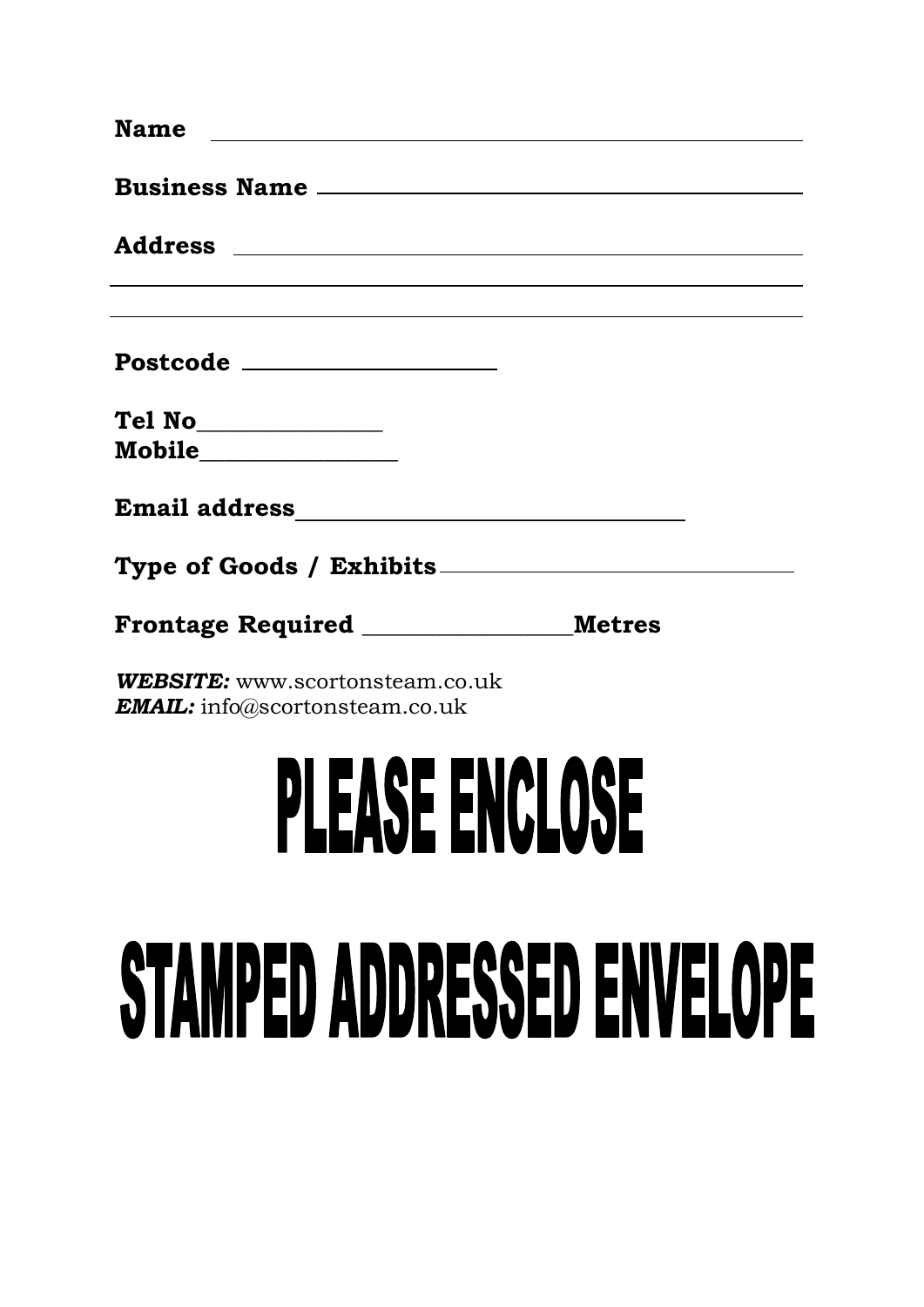**Name** ______________________________________________

**Business Name** ______________________________________

**Address** ____________________________________________

________________________________________________________

________________________________________________________

**Postcode** ____________________

**Tel No**_______________

**Mobile**________________

**Email address**________________________________

**Type of Goods / Exhibits** ____________________________

**Frontage Required** _________________**Metres**

***WEBSITE:*** www.scortonsteam.co.uk
***EMAIL:*** info@scortonsteam.co.uk

# PLEASE ENCLOSE

# STAMPED ADDRESSED ENVELOPE